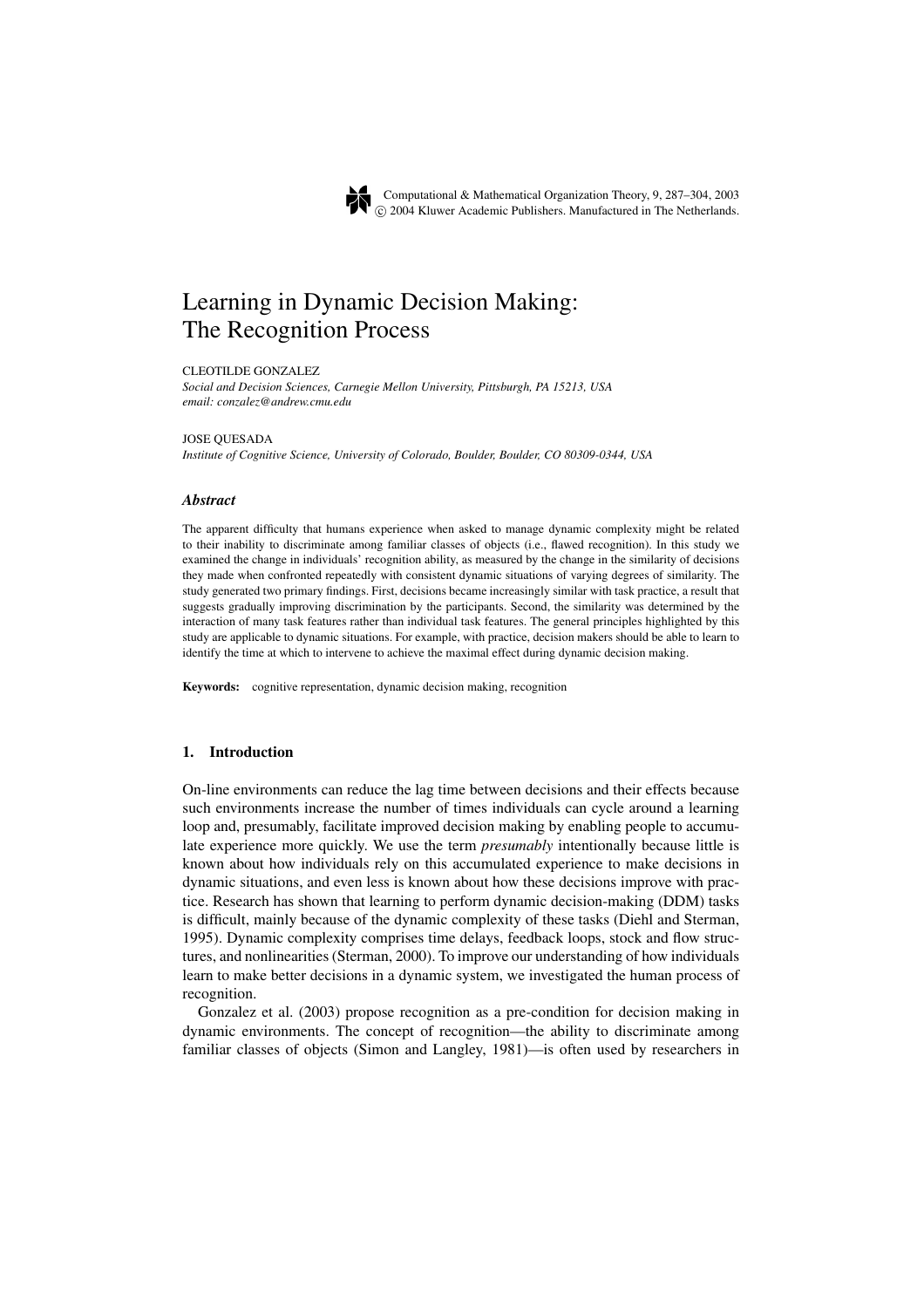# Learning in Dynamic Decision Making: The Recognition Process

CLEOTILDE GONZALEZ
*Social and Decision Sciences, Carnegie Mellon University, Pittsburgh, PA 15213, USA*
*email: conzalez@andrew.cmu.edu*

JOSE QUESADA
*Institute of Cognitive Science, University of Colorado, Boulder, Boulder, CO 80309-0344, USA*

### *Abstract*

The apparent difficulty that humans experience when asked to manage dynamic complexity might be related to their inability to discriminate among familiar classes of objects (i.e., flawed recognition). In this study we examined the change in individuals' recognition ability, as measured by the change in the similarity of decisions they made when confronted repeatedly with consistent dynamic situations of varying degrees of similarity. The study generated two primary findings. First, decisions became increasingly similar with task practice, a result that suggests gradually improving discrimination by the participants. Second, the similarity was determined by the interaction of many task features rather than individual task features. The general principles highlighted by this study are applicable to dynamic situations. For example, with practice, decision makers should be able to learn to identify the time at which to intervene to achieve the maximal effect during dynamic decision making.

**Keywords:** cognitive representation, dynamic decision making, recognition

## 1. Introduction

On-line environments can reduce the lag time between decisions and their effects because such environments increase the number of times individuals can cycle around a learning loop and, presumably, facilitate improved decision making by enabling people to accumulate experience more quickly. We use the term *presumably* intentionally because little is known about how individuals rely on this accumulated experience to make decisions in dynamic situations, and even less is known about how these decisions improve with practice. Research has shown that learning to perform dynamic decision-making (DDM) tasks is difficult, mainly because of the dynamic complexity of these tasks (Diehl and Sterman, 1995). Dynamic complexity comprises time delays, feedback loops, stock and flow structures, and nonlinearities (Sterman, 2000). To improve our understanding of how individuals learn to make better decisions in a dynamic system, we investigated the human process of recognition.

Gonzalez et al. (2003) propose recognition as a pre-condition for decision making in dynamic environments. The concept of recognition—the ability to discriminate among familiar classes of objects (Simon and Langley, 1981)—is often used by researchers in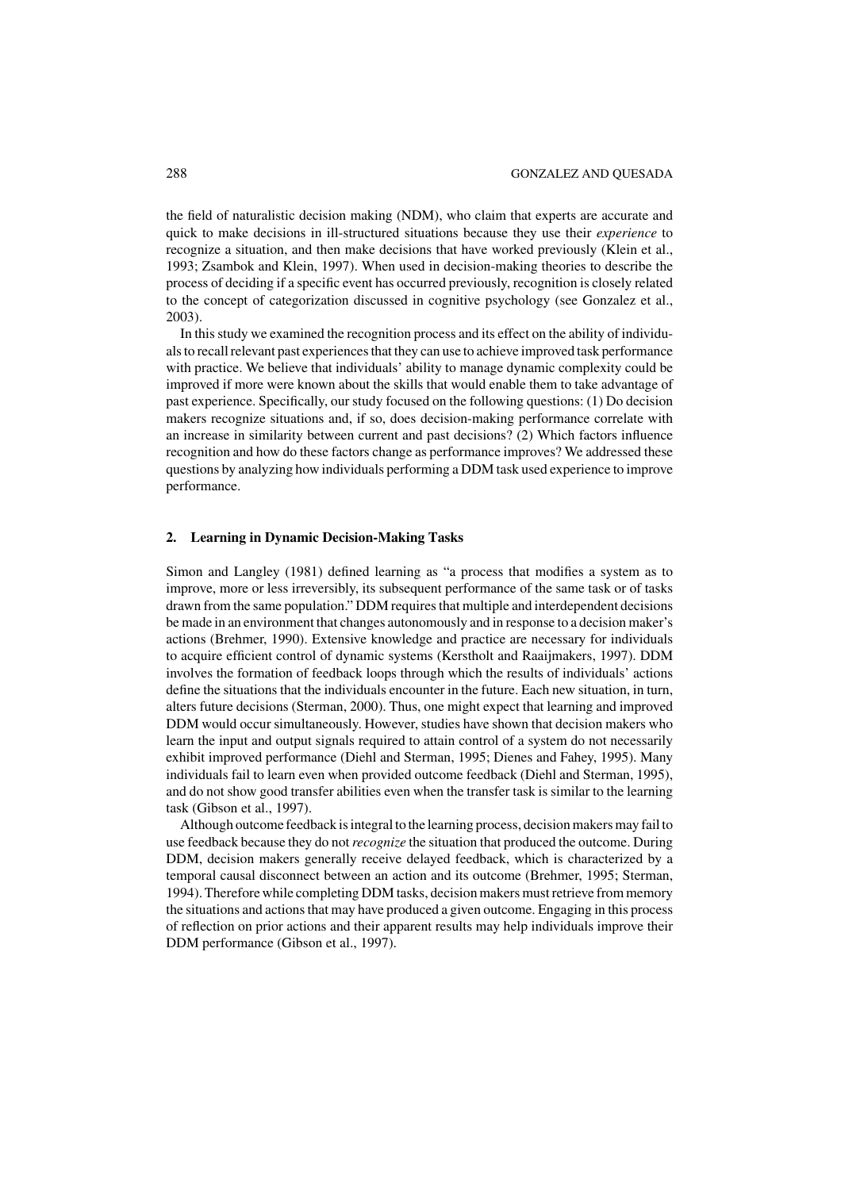the field of naturalistic decision making (NDM), who claim that experts are accurate and quick to make decisions in ill-structured situations because they use their *experience* to recognize a situation, and then make decisions that have worked previously (Klein et al., 1993; Zsambok and Klein, 1997). When used in decision-making theories to describe the process of deciding if a specific event has occurred previously, recognition is closely related to the concept of categorization discussed in cognitive psychology (see Gonzalez et al., 2003).

In this study we examined the recognition process and its effect on the ability of individuals to recall relevant past experiences that they can use to achieve improved task performance with practice. We believe that individuals' ability to manage dynamic complexity could be improved if more were known about the skills that would enable them to take advantage of past experience. Specifically, our study focused on the following questions: (1) Do decision makers recognize situations and, if so, does decision-making performance correlate with an increase in similarity between current and past decisions? (2) Which factors influence recognition and how do these factors change as performance improves? We addressed these questions by analyzing how individuals performing a DDM task used experience to improve performance.

## 2. Learning in Dynamic Decision-Making Tasks

Simon and Langley (1981) defined learning as "a process that modifies a system as to improve, more or less irreversibly, its subsequent performance of the same task or of tasks drawn from the same population." DDM requires that multiple and interdependent decisions be made in an environment that changes autonomously and in response to a decision maker's actions (Brehmer, 1990). Extensive knowledge and practice are necessary for individuals to acquire efficient control of dynamic systems (Kerstholt and Raaijmakers, 1997). DDM involves the formation of feedback loops through which the results of individuals' actions define the situations that the individuals encounter in the future. Each new situation, in turn, alters future decisions (Sterman, 2000). Thus, one might expect that learning and improved DDM would occur simultaneously. However, studies have shown that decision makers who learn the input and output signals required to attain control of a system do not necessarily exhibit improved performance (Diehl and Sterman, 1995; Dienes and Fahey, 1995). Many individuals fail to learn even when provided outcome feedback (Diehl and Sterman, 1995), and do not show good transfer abilities even when the transfer task is similar to the learning task (Gibson et al., 1997).

Although outcome feedback is integral to the learning process, decision makers may fail to use feedback because they do not *recognize* the situation that produced the outcome. During DDM, decision makers generally receive delayed feedback, which is characterized by a temporal causal disconnect between an action and its outcome (Brehmer, 1995; Sterman, 1994). Therefore while completing DDM tasks, decision makers must retrieve from memory the situations and actions that may have produced a given outcome. Engaging in this process of reflection on prior actions and their apparent results may help individuals improve their DDM performance (Gibson et al., 1997).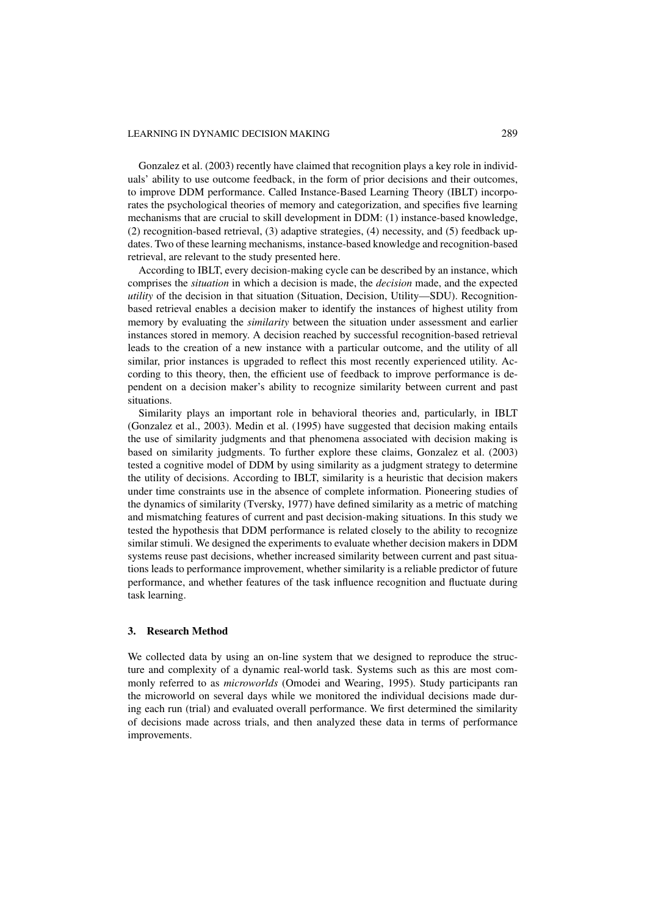Gonzalez et al. (2003) recently have claimed that recognition plays a key role in individuals' ability to use outcome feedback, in the form of prior decisions and their outcomes, to improve DDM performance. Called Instance-Based Learning Theory (IBLT) incorporates the psychological theories of memory and categorization, and specifies five learning mechanisms that are crucial to skill development in DDM: (1) instance-based knowledge, (2) recognition-based retrieval, (3) adaptive strategies, (4) necessity, and (5) feedback updates. Two of these learning mechanisms, instance-based knowledge and recognition-based retrieval, are relevant to the study presented here.

According to IBLT, every decision-making cycle can be described by an instance, which comprises the *situation* in which a decision is made, the *decision* made, and the expected *utility* of the decision in that situation (Situation, Decision, Utility—SDU). Recognition-based retrieval enables a decision maker to identify the instances of highest utility from memory by evaluating the *similarity* between the situation under assessment and earlier instances stored in memory. A decision reached by successful recognition-based retrieval leads to the creation of a new instance with a particular outcome, and the utility of all similar, prior instances is upgraded to reflect this most recently experienced utility. According to this theory, then, the efficient use of feedback to improve performance is dependent on a decision maker's ability to recognize similarity between current and past situations.

Similarity plays an important role in behavioral theories and, particularly, in IBLT (Gonzalez et al., 2003). Medin et al. (1995) have suggested that decision making entails the use of similarity judgments and that phenomena associated with decision making is based on similarity judgments. To further explore these claims, Gonzalez et al. (2003) tested a cognitive model of DDM by using similarity as a judgment strategy to determine the utility of decisions. According to IBLT, similarity is a heuristic that decision makers under time constraints use in the absence of complete information. Pioneering studies of the dynamics of similarity (Tversky, 1977) have defined similarity as a metric of matching and mismatching features of current and past decision-making situations. In this study we tested the hypothesis that DDM performance is related closely to the ability to recognize similar stimuli. We designed the experiments to evaluate whether decision makers in DDM systems reuse past decisions, whether increased similarity between current and past situations leads to performance improvement, whether similarity is a reliable predictor of future performance, and whether features of the task influence recognition and fluctuate during task learning.

## 3. Research Method

We collected data by using an on-line system that we designed to reproduce the structure and complexity of a dynamic real-world task. Systems such as this are most commonly referred to as *microworlds* (Omodei and Wearing, 1995). Study participants ran the microworld on several days while we monitored the individual decisions made during each run (trial) and evaluated overall performance. We first determined the similarity of decisions made across trials, and then analyzed these data in terms of performance improvements.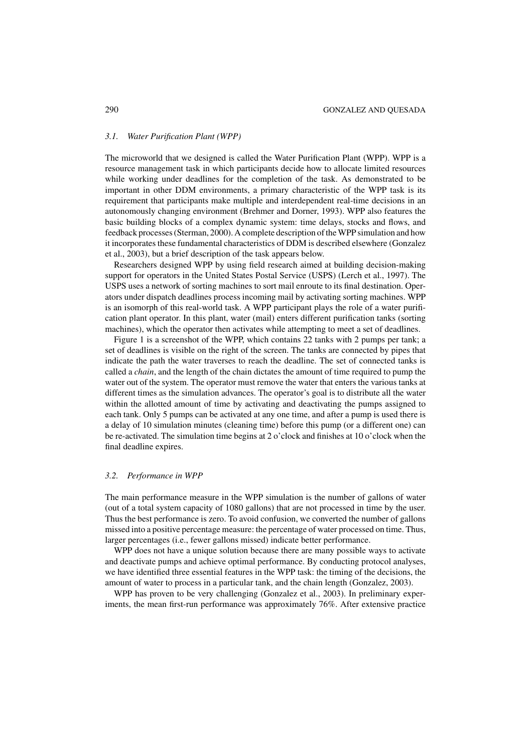### 3.1. *Water Purification Plant (WPP)*

The microworld that we designed is called the Water Purification Plant (WPP). WPP is a resource management task in which participants decide how to allocate limited resources while working under deadlines for the completion of the task. As demonstrated to be important in other DDM environments, a primary characteristic of the WPP task is its requirement that participants make multiple and interdependent real-time decisions in an autonomously changing environment (Brehmer and Dorner, 1993). WPP also features the basic building blocks of a complex dynamic system: time delays, stocks and flows, and feedback processes (Sterman, 2000). A complete description of the WPP simulation and how it incorporates these fundamental characteristics of DDM is described elsewhere (Gonzalez et al., 2003), but a brief description of the task appears below.

Researchers designed WPP by using field research aimed at building decision-making support for operators in the United States Postal Service (USPS) (Lerch et al., 1997). The USPS uses a network of sorting machines to sort mail enroute to its final destination. Operators under dispatch deadlines process incoming mail by activating sorting machines. WPP is an isomorph of this real-world task. A WPP participant plays the role of a water purification plant operator. In this plant, water (mail) enters different purification tanks (sorting machines), which the operator then activates while attempting to meet a set of deadlines.

Figure 1 is a screenshot of the WPP, which contains 22 tanks with 2 pumps per tank; a set of deadlines is visible on the right of the screen. The tanks are connected by pipes that indicate the path the water traverses to reach the deadline. The set of connected tanks is called a *chain*, and the length of the chain dictates the amount of time required to pump the water out of the system. The operator must remove the water that enters the various tanks at different times as the simulation advances. The operator's goal is to distribute all the water within the allotted amount of time by activating and deactivating the pumps assigned to each tank. Only 5 pumps can be activated at any one time, and after a pump is used there is a delay of 10 simulation minutes (cleaning time) before this pump (or a different one) can be re-activated. The simulation time begins at 2 o'clock and finishes at 10 o'clock when the final deadline expires.

### 3.2. *Performance in WPP*

The main performance measure in the WPP simulation is the number of gallons of water (out of a total system capacity of 1080 gallons) that are not processed in time by the user. Thus the best performance is zero. To avoid confusion, we converted the number of gallons missed into a positive percentage measure: the percentage of water processed on time. Thus, larger percentages (i.e., fewer gallons missed) indicate better performance.

WPP does not have a unique solution because there are many possible ways to activate and deactivate pumps and achieve optimal performance. By conducting protocol analyses, we have identified three essential features in the WPP task: the timing of the decisions, the amount of water to process in a particular tank, and the chain length (Gonzalez, 2003).

WPP has proven to be very challenging (Gonzalez et al., 2003). In preliminary experiments, the mean first-run performance was approximately 76%. After extensive practice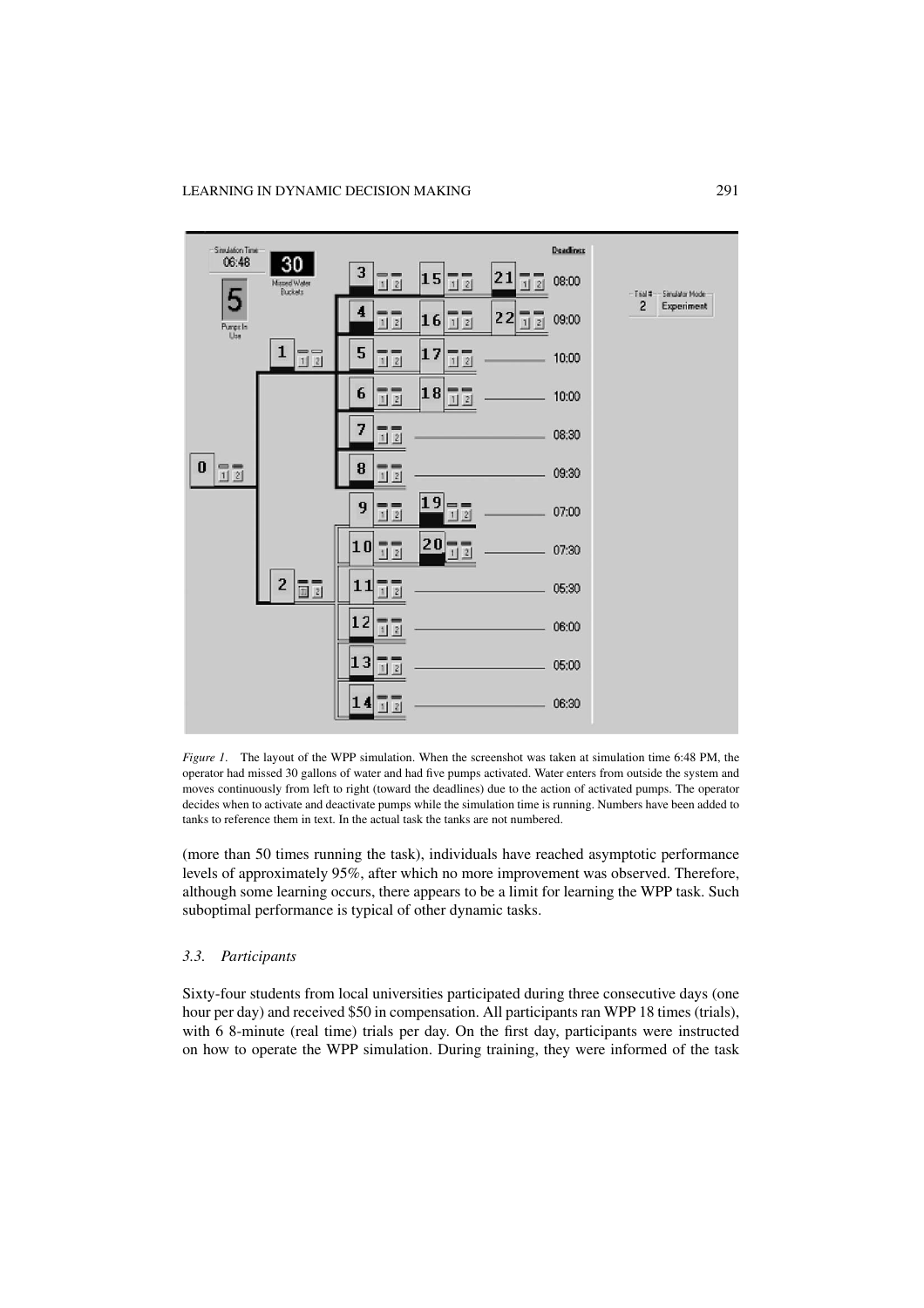*Figure 1.* The layout of the WPP simulation. When the screenshot was taken at simulation time 6:48 PM, the operator had missed 30 gallons of water and had five pumps activated. Water enters from outside the system and moves continuously from left to right (toward the deadlines) due to the action of activated pumps. The operator decides when to activate and deactivate pumps while the simulation time is running. Numbers have been added to tanks to reference them in text. In the actual task the tanks are not numbered.

(more than 50 times running the task), individuals have reached asymptotic performance levels of approximately 95%, after which no more improvement was observed. Therefore, although some learning occurs, there appears to be a limit for learning the WPP task. Such suboptimal performance is typical of other dynamic tasks.

### 3.3. *Participants*

Sixty-four students from local universities participated during three consecutive days (one hour per day) and received $50 in compensation. All participants ran WPP 18 times (trials), with 6 8-minute (real time) trials per day. On the first day, participants were instructed on how to operate the WPP simulation. During training, they were informed of the task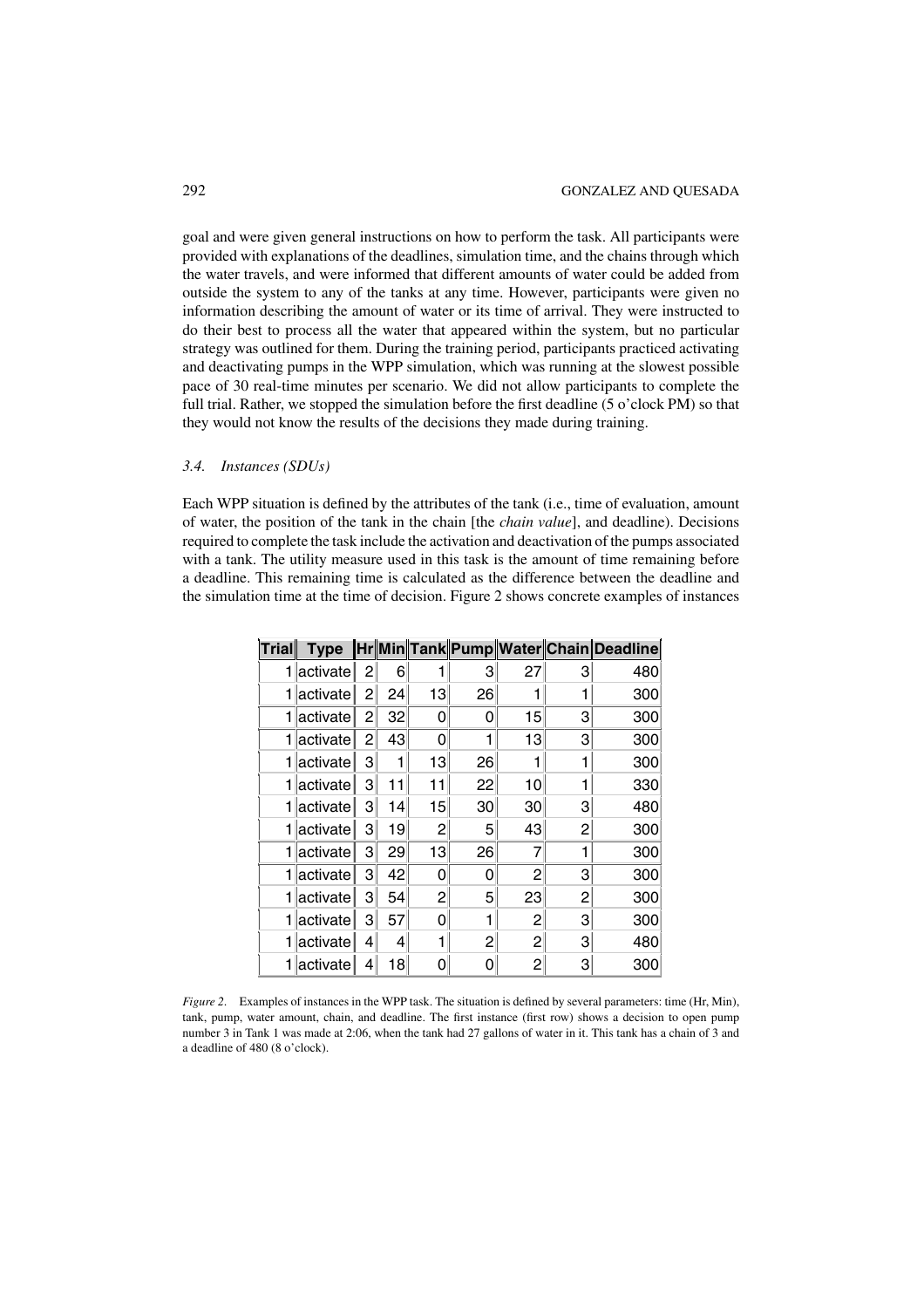goal and were given general instructions on how to perform the task. All participants were provided with explanations of the deadlines, simulation time, and the chains through which the water travels, and were informed that different amounts of water could be added from outside the system to any of the tanks at any time. However, participants were given no information describing the amount of water or its time of arrival. They were instructed to do their best to process all the water that appeared within the system, but no particular strategy was outlined for them. During the training period, participants practiced activating and deactivating pumps in the WPP simulation, which was running at the slowest possible pace of 30 real-time minutes per scenario. We did not allow participants to complete the full trial. Rather, we stopped the simulation before the first deadline (5 o'clock PM) so that they would not know the results of the decisions they made during training.

### 3.4. *Instances (SDUs)*

Each WPP situation is defined by the attributes of the tank (i.e., time of evaluation, amount of water, the position of the tank in the chain [the *chain value*], and deadline). Decisions required to complete the task include the activation and deactivation of the pumps associated with a tank. The utility measure used in this task is the amount of time remaining before a deadline. This remaining time is calculated as the difference between the deadline and the simulation time at the time of decision. Figure 2 shows concrete examples of instances

| Trial | Type | Hr | Min | Tank | Pump | Water | Chain | Deadline |
|---|---|---|---|---|---|---|---|---|
| 1 | activate | 2 | 6 | 1 | 3 | 27 | 3 | 480 |
| 1 | activate | 2 | 24 | 13 | 26 | 1 | 1 | 300 |
| 1 | activate | 2 | 32 | 0 | 0 | 15 | 3 | 300 |
| 1 | activate | 2 | 43 | 0 | 1 | 13 | 3 | 300 |
| 1 | activate | 3 | 1 | 13 | 26 | 1 | 1 | 300 |
| 1 | activate | 3 | 11 | 11 | 22 | 10 | 1 | 330 |
| 1 | activate | 3 | 14 | 15 | 30 | 30 | 3 | 480 |
| 1 | activate | 3 | 19 | 2 | 5 | 43 | 2 | 300 |
| 1 | activate | 3 | 29 | 13 | 26 | 7 | 1 | 300 |
| 1 | activate | 3 | 42 | 0 | 0 | 2 | 3 | 300 |
| 1 | activate | 3 | 54 | 2 | 5 | 23 | 2 | 300 |
| 1 | activate | 3 | 57 | 0 | 1 | 2 | 3 | 300 |
| 1 | activate | 4 | 4 | 1 | 2 | 2 | 3 | 480 |
| 1 | activate | 4 | 18 | 0 | 0 | 2 | 3 | 300 |

*Figure 2*. Examples of instances in the WPP task. The situation is defined by several parameters: time (Hr, Min), tank, pump, water amount, chain, and deadline. The first instance (first row) shows a decision to open pump number 3 in Tank 1 was made at 2:06, when the tank had 27 gallons of water in it. This tank has a chain of 3 and a deadline of 480 (8 o'clock).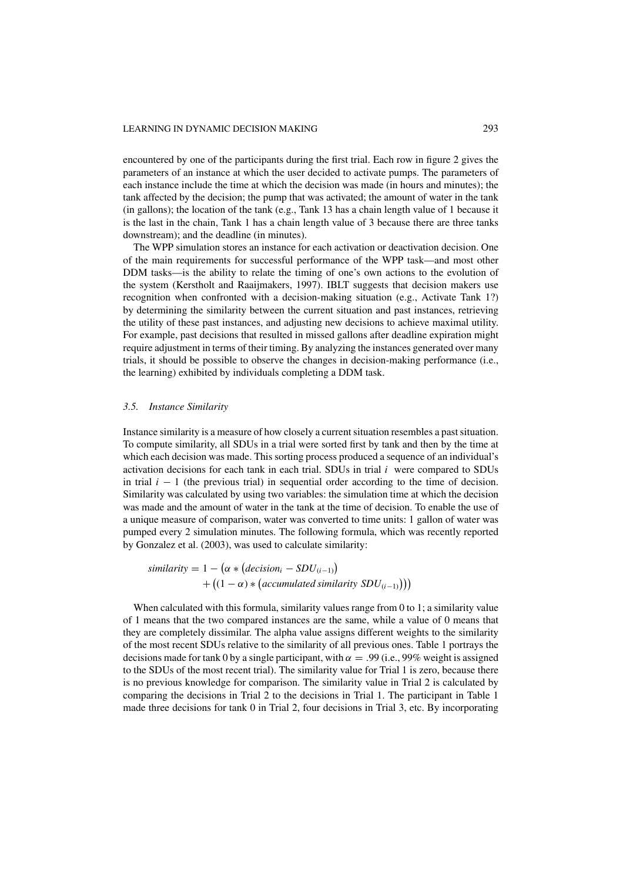encountered by one of the participants during the first trial. Each row in figure 2 gives the parameters of an instance at which the user decided to activate pumps. The parameters of each instance include the time at which the decision was made (in hours and minutes); the tank affected by the decision; the pump that was activated; the amount of water in the tank (in gallons); the location of the tank (e.g., Tank 13 has a chain length value of 1 because it is the last in the chain, Tank 1 has a chain length value of 3 because there are three tanks downstream); and the deadline (in minutes).

The WPP simulation stores an instance for each activation or deactivation decision. One of the main requirements for successful performance of the WPP task—and most other DDM tasks—is the ability to relate the timing of one's own actions to the evolution of the system (Kerstholt and Raaijmakers, 1997). IBLT suggests that decision makers use recognition when confronted with a decision-making situation (e.g., Activate Tank 1?) by determining the similarity between the current situation and past instances, retrieving the utility of these past instances, and adjusting new decisions to achieve maximal utility. For example, past decisions that resulted in missed gallons after deadline expiration might require adjustment in terms of their timing. By analyzing the instances generated over many trials, it should be possible to observe the changes in decision-making performance (i.e., the learning) exhibited by individuals completing a DDM task.

### 3.5. *Instance Similarity*

Instance similarity is a measure of how closely a current situation resembles a past situation. To compute similarity, all SDUs in a trial were sorted first by tank and then by the time at which each decision was made. This sorting process produced a sequence of an individual's activation decisions for each tank in each trial. SDUs in trial $i$ were compared to SDUs in trial $i - 1$ (the previous trial) in sequential order according to the time of decision. Similarity was calculated by using two variables: the simulation time at which the decision was made and the amount of water in the tank at the time of decision. To enable the use of a unique measure of comparison, water was converted to time units: 1 gallon of water was pumped every 2 simulation minutes. The following formula, which was recently reported by Gonzalez et al. (2003), was used to calculate similarity:

$$similarity = 1 - \left(\alpha * \left(decision_i - SDU_{(i-1)}\right) + \left((1-\alpha) * \left(accumulated\ similarity\ SDU_{(i-1)}\right)\right)\right)$$

When calculated with this formula, similarity values range from 0 to 1; a similarity value of 1 means that the two compared instances are the same, while a value of 0 means that they are completely dissimilar. The alpha value assigns different weights to the similarity of the most recent SDUs relative to the similarity of all previous ones. Table 1 portrays the decisions made for tank 0 by a single participant, with $\alpha = .99$ (i.e., 99% weight is assigned to the SDUs of the most recent trial). The similarity value for Trial 1 is zero, because there is no previous knowledge for comparison. The similarity value in Trial 2 is calculated by comparing the decisions in Trial 2 to the decisions in Trial 1. The participant in Table 1 made three decisions for tank 0 in Trial 2, four decisions in Trial 3, etc. By incorporating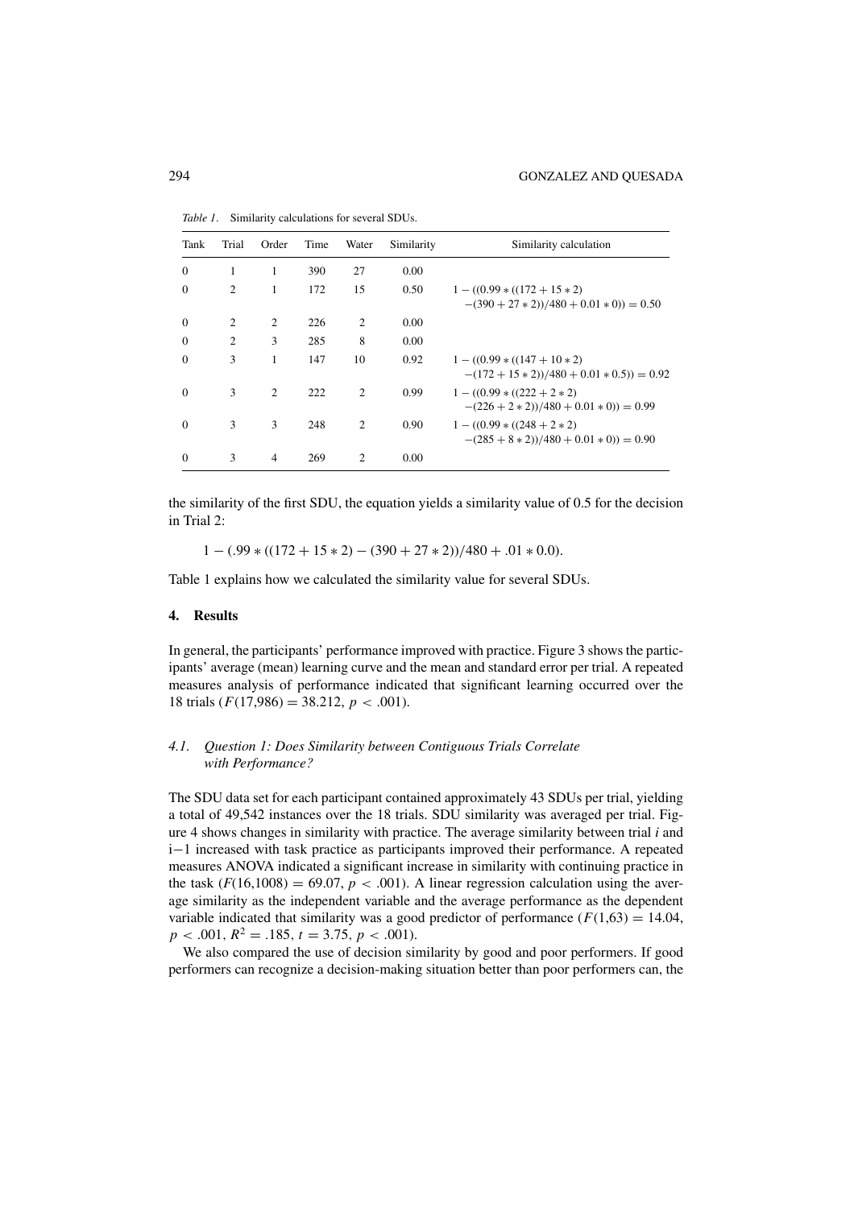*Table 1.* Similarity calculations for several SDUs.

| Tank | Trial | Order | Time | Water | Similarity | Similarity calculation |
|---|---|---|---|---|---|---|
| 0 | 1 | 1 | 390 | 27 | 0.00 | |
| 0 | 2 | 1 | 172 | 15 | 0.50 | $1 - ((0.99 * ((172 + 15 * 2) - (390 + 27 * 2))/480 + 0.01 * 0)) = 0.50$ |
| 0 | 2 | 2 | 226 | 2 | 0.00 | |
| 0 | 2 | 3 | 285 | 8 | 0.00 | |
| 0 | 3 | 1 | 147 | 10 | 0.92 | $1 - ((0.99 * ((147 + 10 * 2) - (172 + 15 * 2))/480 + 0.01 * 0.5)) = 0.92$ |
| 0 | 3 | 2 | 222 | 2 | 0.99 | $1 - ((0.99 * ((222 + 2 * 2) - (226 + 2 * 2))/480 + 0.01 * 0)) = 0.99$ |
| 0 | 3 | 3 | 248 | 2 | 0.90 | $1 - ((0.99 * ((248 + 2 * 2) - (285 + 8 * 2))/480 + 0.01 * 0)) = 0.90$ |
| 0 | 3 | 4 | 269 | 2 | 0.00 | |

the similarity of the first SDU, the equation yields a similarity value of 0.5 for the decision in Trial 2:

$$1 - (.99 * ((172 + 15 * 2) - (390 + 27 * 2))/480 + .01 * 0.0).$$

Table 1 explains how we calculated the similarity value for several SDUs.

## 4. Results

In general, the participants' performance improved with practice. Figure 3 shows the participants' average (mean) learning curve and the mean and standard error per trial. A repeated measures analysis of performance indicated that significant learning occurred over the 18 trials ($F(17{,}986) = 38.212$, $p < .001$).

### 4.1. Question 1: Does Similarity between Contiguous Trials Correlate with Performance?

The SDU data set for each participant contained approximately 43 SDUs per trial, yielding a total of 49,542 instances over the 18 trials. SDU similarity was averaged per trial. Figure 4 shows changes in similarity with practice. The average similarity between trial $i$ and $i-1$ increased with task practice as participants improved their performance. A repeated measures ANOVA indicated a significant increase in similarity with continuing practice in the task ($F(16{,}1008) = 69.07$, $p < .001$). A linear regression calculation using the average similarity as the independent variable and the average performance as the dependent variable indicated that similarity was a good predictor of performance ($F(1{,}63) = 14.04$, $p < .001$, $R^2 = .185$, $t = 3.75$, $p < .001$).

We also compared the use of decision similarity by good and poor performers. If good performers can recognize a decision-making situation better than poor performers can, the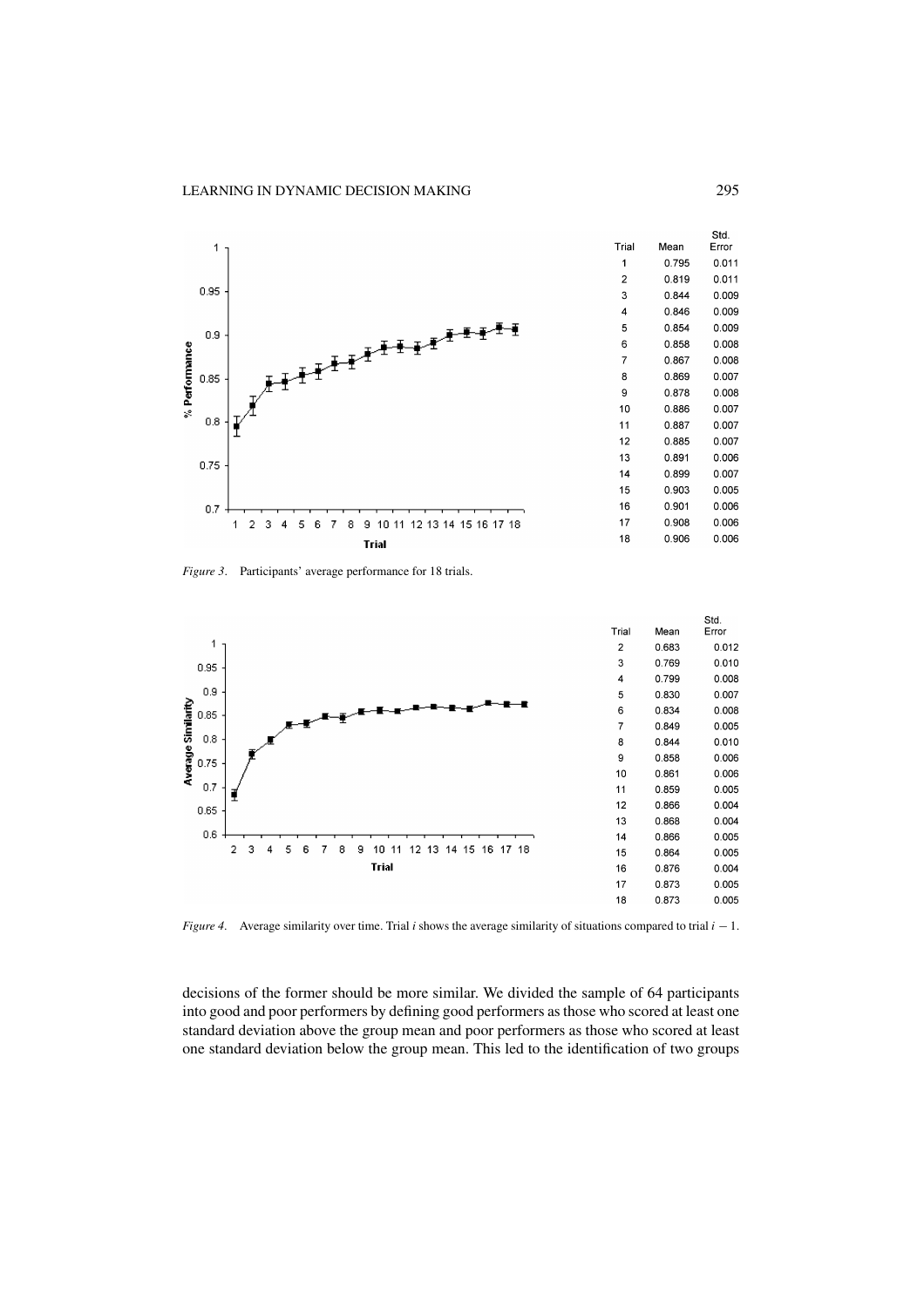| Trial | Mean | Std. Error |
|---|---|---|
| 1 | 0.795 | 0.011 |
| 2 | 0.819 | 0.011 |
| 3 | 0.844 | 0.009 |
| 4 | 0.846 | 0.009 |
| 5 | 0.854 | 0.009 |
| 6 | 0.858 | 0.008 |
| 7 | 0.867 | 0.008 |
| 8 | 0.869 | 0.007 |
| 9 | 0.878 | 0.008 |
| 10 | 0.886 | 0.007 |
| 11 | 0.887 | 0.007 |
| 12 | 0.885 | 0.007 |
| 13 | 0.891 | 0.006 |
| 14 | 0.899 | 0.007 |
| 15 | 0.903 | 0.005 |
| 16 | 0.901 | 0.006 |
| 17 | 0.908 | 0.006 |
| 18 | 0.906 | 0.006 |

*Figure 3*. Participants' average performance for 18 trials.

| Trial | Mean | Std. Error |
|---|---|---|
| 2 | 0.683 | 0.012 |
| 3 | 0.769 | 0.010 |
| 4 | 0.799 | 0.008 |
| 5 | 0.830 | 0.007 |
| 6 | 0.834 | 0.008 |
| 7 | 0.849 | 0.005 |
| 8 | 0.844 | 0.010 |
| 9 | 0.858 | 0.006 |
| 10 | 0.861 | 0.006 |
| 11 | 0.859 | 0.005 |
| 12 | 0.866 | 0.004 |
| 13 | 0.868 | 0.004 |
| 14 | 0.866 | 0.005 |
| 15 | 0.864 | 0.005 |
| 16 | 0.876 | 0.004 |
| 17 | 0.873 | 0.005 |
| 18 | 0.873 | 0.005 |

*Figure 4*. Average similarity over time. Trial $i$ shows the average similarity of situations compared to trial $i - 1$.

decisions of the former should be more similar. We divided the sample of 64 participants into good and poor performers by defining good performers as those who scored at least one standard deviation above the group mean and poor performers as those who scored at least one standard deviation below the group mean. This led to the identification of two groups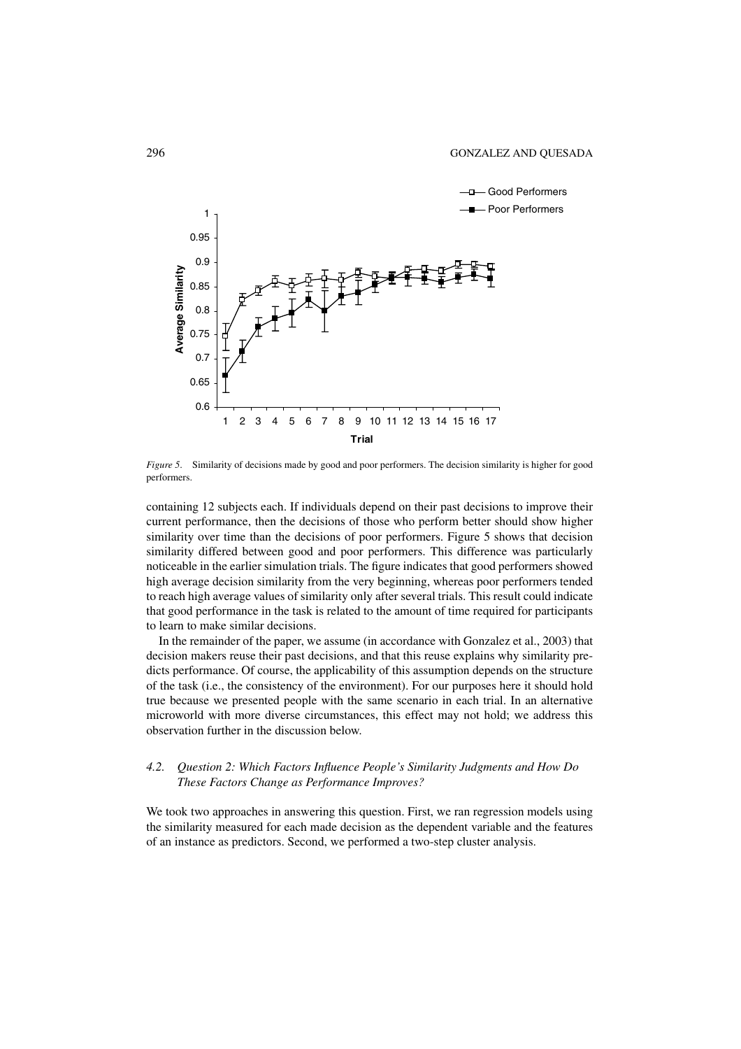*Figure 5.* Similarity of decisions made by good and poor performers. The decision similarity is higher for good performers.

containing 12 subjects each. If individuals depend on their past decisions to improve their current performance, then the decisions of those who perform better should show higher similarity over time than the decisions of poor performers. Figure 5 shows that decision similarity differed between good and poor performers. This difference was particularly noticeable in the earlier simulation trials. The figure indicates that good performers showed high average decision similarity from the very beginning, whereas poor performers tended to reach high average values of similarity only after several trials. This result could indicate that good performance in the task is related to the amount of time required for participants to learn to make similar decisions.

In the remainder of the paper, we assume (in accordance with Gonzalez et al., 2003) that decision makers reuse their past decisions, and that this reuse explains why similarity predicts performance. Of course, the applicability of this assumption depends on the structure of the task (i.e., the consistency of the environment). For our purposes here it should hold true because we presented people with the same scenario in each trial. In an alternative microworld with more diverse circumstances, this effect may not hold; we address this observation further in the discussion below.

### 4.2. *Question 2: Which Factors Influence People's Similarity Judgments and How Do These Factors Change as Performance Improves?*

We took two approaches in answering this question. First, we ran regression models using the similarity measured for each made decision as the dependent variable and the features of an instance as predictors. Second, we performed a two-step cluster analysis.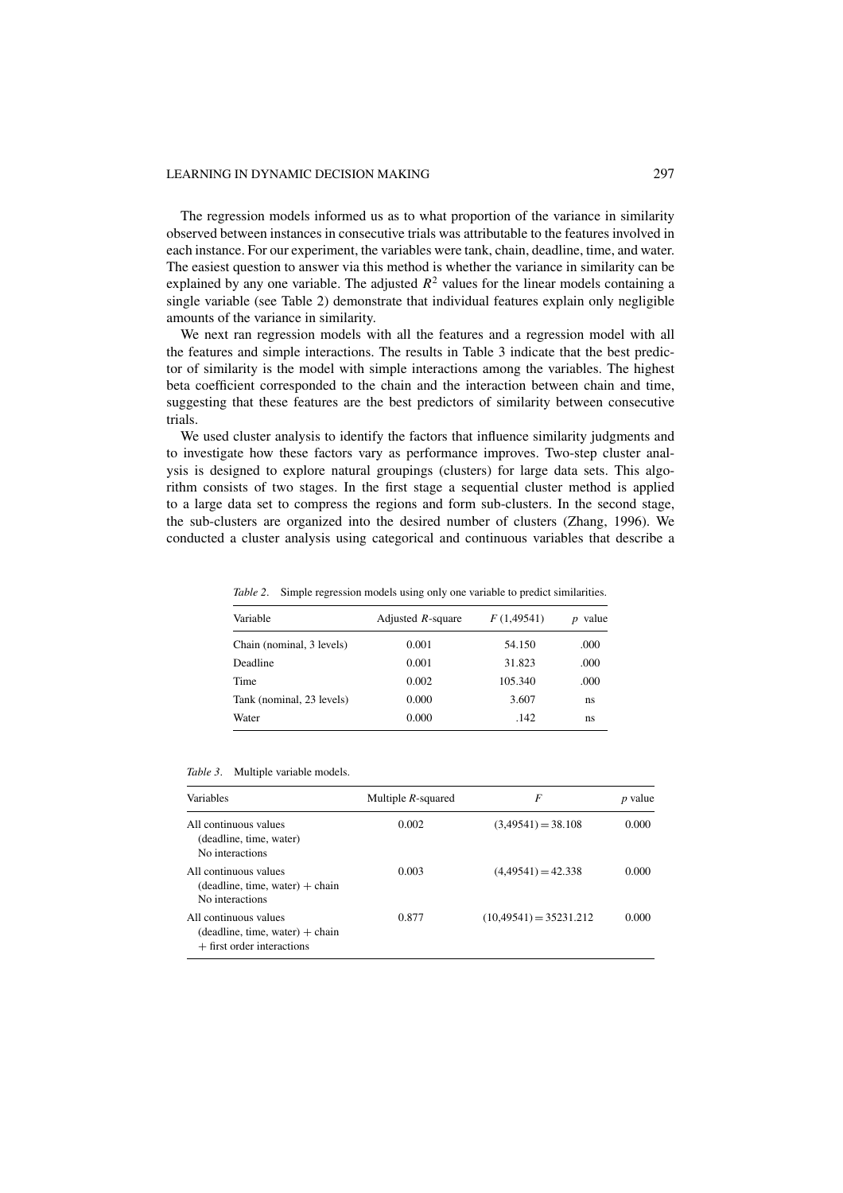The regression models informed us as to what proportion of the variance in similarity observed between instances in consecutive trials was attributable to the features involved in each instance. For our experiment, the variables were tank, chain, deadline, time, and water. The easiest question to answer via this method is whether the variance in similarity can be explained by any one variable. The adjusted $R^2$ values for the linear models containing a single variable (see Table 2) demonstrate that individual features explain only negligible amounts of the variance in similarity.

We next ran regression models with all the features and a regression model with all the features and simple interactions. The results in Table 3 indicate that the best predictor of similarity is the model with simple interactions among the variables. The highest beta coefficient corresponded to the chain and the interaction between chain and time, suggesting that these features are the best predictors of similarity between consecutive trials.

We used cluster analysis to identify the factors that influence similarity judgments and to investigate how these factors vary as performance improves. Two-step cluster analysis is designed to explore natural groupings (clusters) for large data sets. This algorithm consists of two stages. In the first stage a sequential cluster method is applied to a large data set to compress the regions and form sub-clusters. In the second stage, the sub-clusters are organized into the desired number of clusters (Zhang, 1996). We conducted a cluster analysis using categorical and continuous variables that describe a

*Table 2*. Simple regression models using only one variable to predict similarities.

| Variable | Adjusted $R$-square | $F$ (1,49541) | $p$ value |
|---|---|---|---|
| Chain (nominal, 3 levels) | 0.001 | 54.150 | .000 |
| Deadline | 0.001 | 31.823 | .000 |
| Time | 0.002 | 105.340 | .000 |
| Tank (nominal, 23 levels) | 0.000 | 3.607 | ns |
| Water | 0.000 | .142 | ns |

*Table 3*. Multiple variable models.

| Variables | Multiple $R$-squared | $F$ | $p$ value |
|---|---|---|---|
| All continuous values (deadline, time, water) No interactions | 0.002 | $(3,49541) = 38.108$ | 0.000 |
| All continuous values (deadline, time, water) + chain No interactions | 0.003 | $(4,49541) = 42.338$ | 0.000 |
| All continuous values (deadline, time, water) + chain + first order interactions | 0.877 | $(10,49541) = 35231.212$ | 0.000 |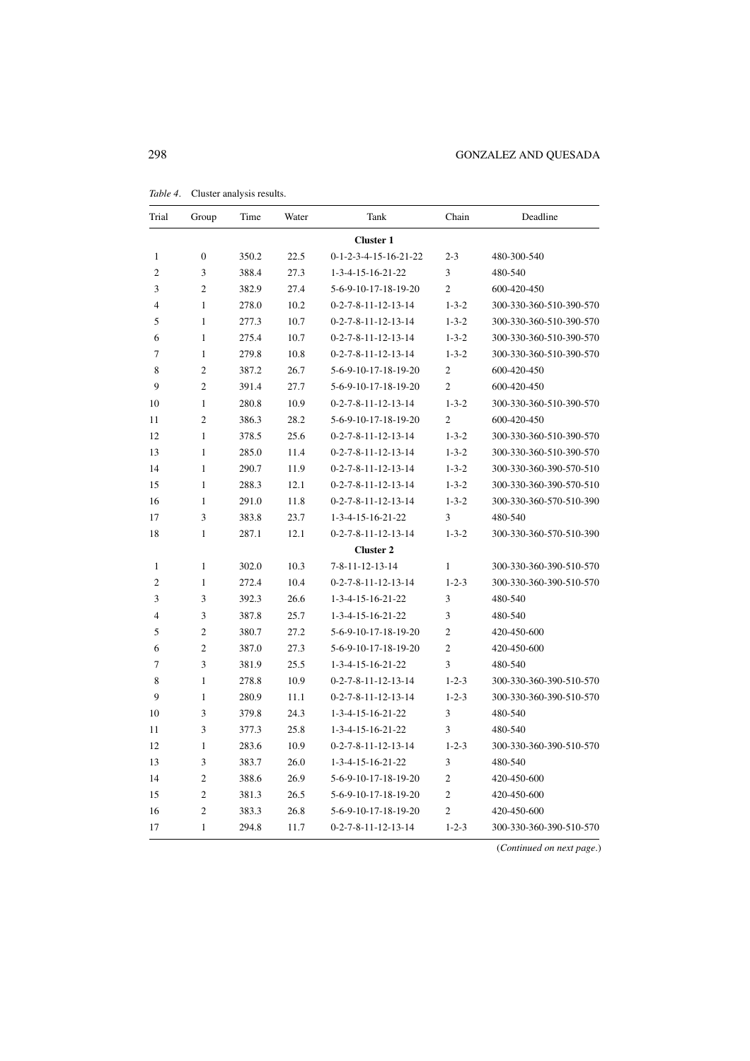*Table 4.* Cluster analysis results.

| Trial | Group | Time | Water | Tank | Chain | Deadline |
|---|---|---|---|---|---|---|
| | | | | **Cluster 1** | | |
| 1 | 0 | 350.2 | 22.5 | 0-1-2-3-4-15-16-21-22 | 2-3 | 480-300-540 |
| 2 | 3 | 388.4 | 27.3 | 1-3-4-15-16-21-22 | 3 | 480-540 |
| 3 | 2 | 382.9 | 27.4 | 5-6-9-10-17-18-19-20 | 2 | 600-420-450 |
| 4 | 1 | 278.0 | 10.2 | 0-2-7-8-11-12-13-14 | 1-3-2 | 300-330-360-510-390-570 |
| 5 | 1 | 277.3 | 10.7 | 0-2-7-8-11-12-13-14 | 1-3-2 | 300-330-360-510-390-570 |
| 6 | 1 | 275.4 | 10.7 | 0-2-7-8-11-12-13-14 | 1-3-2 | 300-330-360-510-390-570 |
| 7 | 1 | 279.8 | 10.8 | 0-2-7-8-11-12-13-14 | 1-3-2 | 300-330-360-510-390-570 |
| 8 | 2 | 387.2 | 26.7 | 5-6-9-10-17-18-19-20 | 2 | 600-420-450 |
| 9 | 2 | 391.4 | 27.7 | 5-6-9-10-17-18-19-20 | 2 | 600-420-450 |
| 10 | 1 | 280.8 | 10.9 | 0-2-7-8-11-12-13-14 | 1-3-2 | 300-330-360-510-390-570 |
| 11 | 2 | 386.3 | 28.2 | 5-6-9-10-17-18-19-20 | 2 | 600-420-450 |
| 12 | 1 | 378.5 | 25.6 | 0-2-7-8-11-12-13-14 | 1-3-2 | 300-330-360-510-390-570 |
| 13 | 1 | 285.0 | 11.4 | 0-2-7-8-11-12-13-14 | 1-3-2 | 300-330-360-510-390-570 |
| 14 | 1 | 290.7 | 11.9 | 0-2-7-8-11-12-13-14 | 1-3-2 | 300-330-360-390-570-510 |
| 15 | 1 | 288.3 | 12.1 | 0-2-7-8-11-12-13-14 | 1-3-2 | 300-330-360-390-570-510 |
| 16 | 1 | 291.0 | 11.8 | 0-2-7-8-11-12-13-14 | 1-3-2 | 300-330-360-570-510-390 |
| 17 | 3 | 383.8 | 23.7 | 1-3-4-15-16-21-22 | 3 | 480-540 |
| 18 | 1 | 287.1 | 12.1 | 0-2-7-8-11-12-13-14 | 1-3-2 | 300-330-360-570-510-390 |
| | | | | **Cluster 2** | | |
| 1 | 1 | 302.0 | 10.3 | 7-8-11-12-13-14 | 1 | 300-330-360-390-510-570 |
| 2 | 1 | 272.4 | 10.4 | 0-2-7-8-11-12-13-14 | 1-2-3 | 300-330-360-390-510-570 |
| 3 | 3 | 392.3 | 26.6 | 1-3-4-15-16-21-22 | 3 | 480-540 |
| 4 | 3 | 387.8 | 25.7 | 1-3-4-15-16-21-22 | 3 | 480-540 |
| 5 | 2 | 380.7 | 27.2 | 5-6-9-10-17-18-19-20 | 2 | 420-450-600 |
| 6 | 2 | 387.0 | 27.3 | 5-6-9-10-17-18-19-20 | 2 | 420-450-600 |
| 7 | 3 | 381.9 | 25.5 | 1-3-4-15-16-21-22 | 3 | 480-540 |
| 8 | 1 | 278.8 | 10.9 | 0-2-7-8-11-12-13-14 | 1-2-3 | 300-330-360-390-510-570 |
| 9 | 1 | 280.9 | 11.1 | 0-2-7-8-11-12-13-14 | 1-2-3 | 300-330-360-390-510-570 |
| 10 | 3 | 379.8 | 24.3 | 1-3-4-15-16-21-22 | 3 | 480-540 |
| 11 | 3 | 377.3 | 25.8 | 1-3-4-15-16-21-22 | 3 | 480-540 |
| 12 | 1 | 283.6 | 10.9 | 0-2-7-8-11-12-13-14 | 1-2-3 | 300-330-360-390-510-570 |
| 13 | 3 | 383.7 | 26.0 | 1-3-4-15-16-21-22 | 3 | 480-540 |
| 14 | 2 | 388.6 | 26.9 | 5-6-9-10-17-18-19-20 | 2 | 420-450-600 |
| 15 | 2 | 381.3 | 26.5 | 5-6-9-10-17-18-19-20 | 2 | 420-450-600 |
| 16 | 2 | 383.3 | 26.8 | 5-6-9-10-17-18-19-20 | 2 | 420-450-600 |
| 17 | 1 | 294.8 | 11.7 | 0-2-7-8-11-12-13-14 | 1-2-3 | 300-330-360-390-510-570 |

(*Continued on next page*.)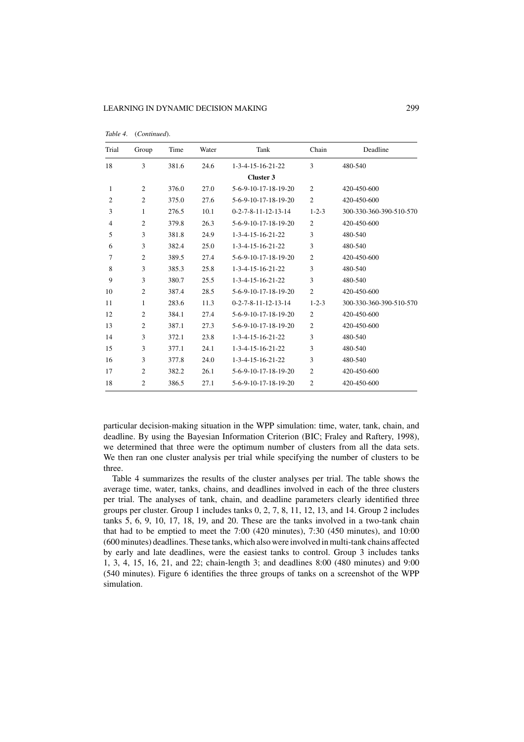*Table 4.* (*Continued*).

| Trial | Group | Time | Water | Tank | Chain | Deadline |
|---|---|---|---|---|---|---|
| 18 | 3 | 381.6 | 24.6 | 1-3-4-15-16-21-22 | 3 | 480-540 |
| | | | | **Cluster 3** | | |
| 1 | 2 | 376.0 | 27.0 | 5-6-9-10-17-18-19-20 | 2 | 420-450-600 |
| 2 | 2 | 375.0 | 27.6 | 5-6-9-10-17-18-19-20 | 2 | 420-450-600 |
| 3 | 1 | 276.5 | 10.1 | 0-2-7-8-11-12-13-14 | 1-2-3 | 300-330-360-390-510-570 |
| 4 | 2 | 379.8 | 26.3 | 5-6-9-10-17-18-19-20 | 2 | 420-450-600 |
| 5 | 3 | 381.8 | 24.9 | 1-3-4-15-16-21-22 | 3 | 480-540 |
| 6 | 3 | 382.4 | 25.0 | 1-3-4-15-16-21-22 | 3 | 480-540 |
| 7 | 2 | 389.5 | 27.4 | 5-6-9-10-17-18-19-20 | 2 | 420-450-600 |
| 8 | 3 | 385.3 | 25.8 | 1-3-4-15-16-21-22 | 3 | 480-540 |
| 9 | 3 | 380.7 | 25.5 | 1-3-4-15-16-21-22 | 3 | 480-540 |
| 10 | 2 | 387.4 | 28.5 | 5-6-9-10-17-18-19-20 | 2 | 420-450-600 |
| 11 | 1 | 283.6 | 11.3 | 0-2-7-8-11-12-13-14 | 1-2-3 | 300-330-360-390-510-570 |
| 12 | 2 | 384.1 | 27.4 | 5-6-9-10-17-18-19-20 | 2 | 420-450-600 |
| 13 | 2 | 387.1 | 27.3 | 5-6-9-10-17-18-19-20 | 2 | 420-450-600 |
| 14 | 3 | 372.1 | 23.8 | 1-3-4-15-16-21-22 | 3 | 480-540 |
| 15 | 3 | 377.1 | 24.1 | 1-3-4-15-16-21-22 | 3 | 480-540 |
| 16 | 3 | 377.8 | 24.0 | 1-3-4-15-16-21-22 | 3 | 480-540 |
| 17 | 2 | 382.2 | 26.1 | 5-6-9-10-17-18-19-20 | 2 | 420-450-600 |
| 18 | 2 | 386.5 | 27.1 | 5-6-9-10-17-18-19-20 | 2 | 420-450-600 |

particular decision-making situation in the WPP simulation: time, water, tank, chain, and deadline. By using the Bayesian Information Criterion (BIC; Fraley and Raftery, 1998), we determined that three were the optimum number of clusters from all the data sets. We then ran one cluster analysis per trial while specifying the number of clusters to be three.

Table 4 summarizes the results of the cluster analyses per trial. The table shows the average time, water, tanks, chains, and deadlines involved in each of the three clusters per trial. The analyses of tank, chain, and deadline parameters clearly identified three groups per cluster. Group 1 includes tanks 0, 2, 7, 8, 11, 12, 13, and 14. Group 2 includes tanks 5, 6, 9, 10, 17, 18, 19, and 20. These are the tanks involved in a two-tank chain that had to be emptied to meet the 7:00 (420 minutes), 7:30 (450 minutes), and 10:00 (600 minutes) deadlines. These tanks, which also were involved in multi-tank chains affected by early and late deadlines, were the easiest tanks to control. Group 3 includes tanks 1, 3, 4, 15, 16, 21, and 22; chain-length 3; and deadlines 8:00 (480 minutes) and 9:00 (540 minutes). Figure 6 identifies the three groups of tanks on a screenshot of the WPP simulation.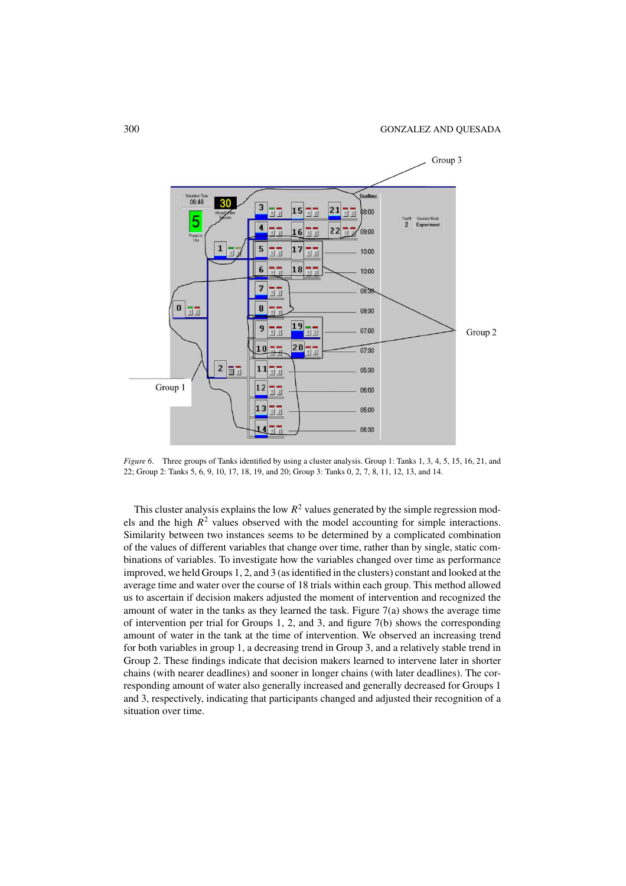*Figure 6*. Three groups of Tanks identified by using a cluster analysis. Group 1: Tanks 1, 3, 4, 5, 15, 16, 21, and 22; Group 2: Tanks 5, 6, 9, 10, 17, 18, 19, and 20; Group 3: Tanks 0, 2, 7, 8, 11, 12, 13, and 14.

This cluster analysis explains the low $R^2$ values generated by the simple regression models and the high $R^2$ values observed with the model accounting for simple interactions. Similarity between two instances seems to be determined by a complicated combination of the values of different variables that change over time, rather than by single, static combinations of variables. To investigate how the variables changed over time as performance improved, we held Groups 1, 2, and 3 (as identified in the clusters) constant and looked at the average time and water over the course of 18 trials within each group. This method allowed us to ascertain if decision makers adjusted the moment of intervention and recognized the amount of water in the tanks as they learned the task. Figure 7(a) shows the average time of intervention per trial for Groups 1, 2, and 3, and figure 7(b) shows the corresponding amount of water in the tank at the time of intervention. We observed an increasing trend for both variables in group 1, a decreasing trend in Group 3, and a relatively stable trend in Group 2. These findings indicate that decision makers learned to intervene later in shorter chains (with nearer deadlines) and sooner in longer chains (with later deadlines). The corresponding amount of water also generally increased and generally decreased for Groups 1 and 3, respectively, indicating that participants changed and adjusted their recognition of a situation over time.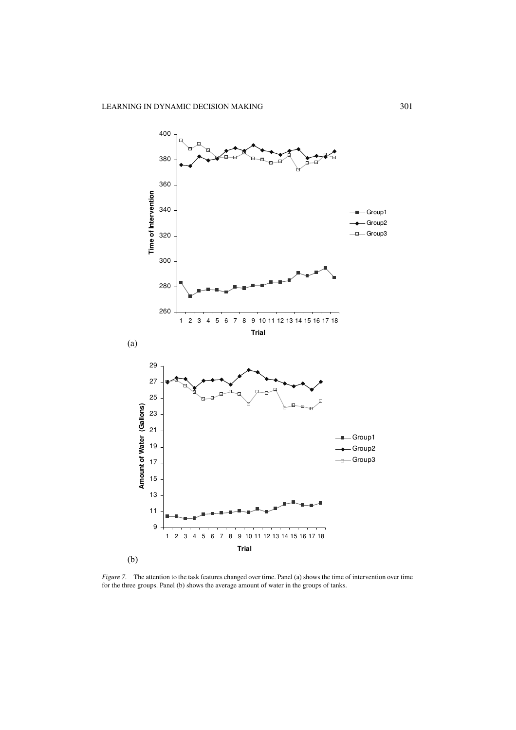(a)

(b)

*Figure 7.* The attention to the task features changed over time. Panel (a) shows the time of intervention over time for the three groups. Panel (b) shows the average amount of water in the groups of tanks.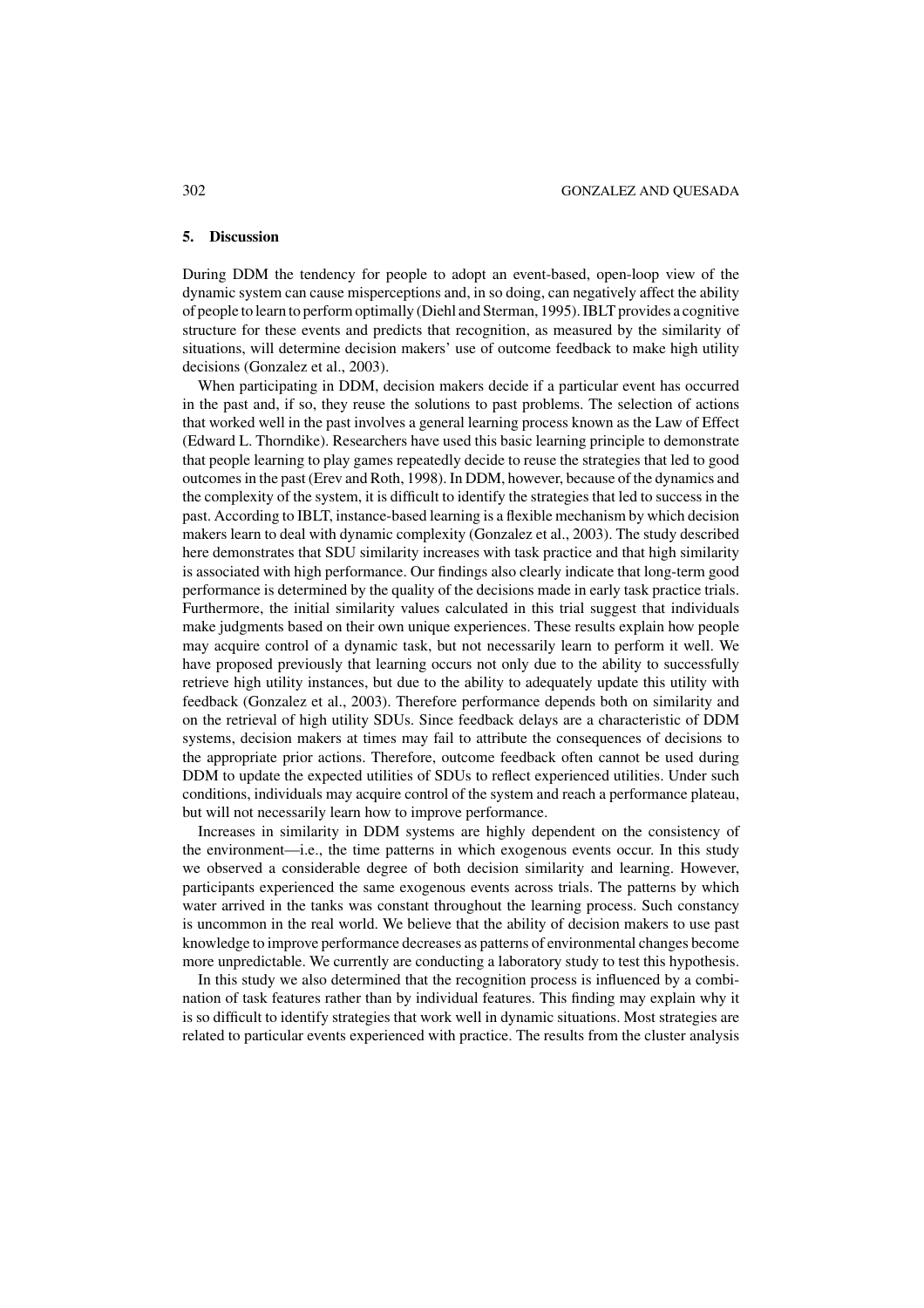## 5. Discussion

During DDM the tendency for people to adopt an event-based, open-loop view of the dynamic system can cause misperceptions and, in so doing, can negatively affect the ability of people to learn to perform optimally (Diehl and Sterman, 1995). IBLT provides a cognitive structure for these events and predicts that recognition, as measured by the similarity of situations, will determine decision makers' use of outcome feedback to make high utility decisions (Gonzalez et al., 2003).

When participating in DDM, decision makers decide if a particular event has occurred in the past and, if so, they reuse the solutions to past problems. The selection of actions that worked well in the past involves a general learning process known as the Law of Effect (Edward L. Thorndike). Researchers have used this basic learning principle to demonstrate that people learning to play games repeatedly decide to reuse the strategies that led to good outcomes in the past (Erev and Roth, 1998). In DDM, however, because of the dynamics and the complexity of the system, it is difficult to identify the strategies that led to success in the past. According to IBLT, instance-based learning is a flexible mechanism by which decision makers learn to deal with dynamic complexity (Gonzalez et al., 2003). The study described here demonstrates that SDU similarity increases with task practice and that high similarity is associated with high performance. Our findings also clearly indicate that long-term good performance is determined by the quality of the decisions made in early task practice trials. Furthermore, the initial similarity values calculated in this trial suggest that individuals make judgments based on their own unique experiences. These results explain how people may acquire control of a dynamic task, but not necessarily learn to perform it well. We have proposed previously that learning occurs not only due to the ability to successfully retrieve high utility instances, but due to the ability to adequately update this utility with feedback (Gonzalez et al., 2003). Therefore performance depends both on similarity and on the retrieval of high utility SDUs. Since feedback delays are a characteristic of DDM systems, decision makers at times may fail to attribute the consequences of decisions to the appropriate prior actions. Therefore, outcome feedback often cannot be used during DDM to update the expected utilities of SDUs to reflect experienced utilities. Under such conditions, individuals may acquire control of the system and reach a performance plateau, but will not necessarily learn how to improve performance.

Increases in similarity in DDM systems are highly dependent on the consistency of the environment—i.e., the time patterns in which exogenous events occur. In this study we observed a considerable degree of both decision similarity and learning. However, participants experienced the same exogenous events across trials. The patterns by which water arrived in the tanks was constant throughout the learning process. Such constancy is uncommon in the real world. We believe that the ability of decision makers to use past knowledge to improve performance decreases as patterns of environmental changes become more unpredictable. We currently are conducting a laboratory study to test this hypothesis.

In this study we also determined that the recognition process is influenced by a combination of task features rather than by individual features. This finding may explain why it is so difficult to identify strategies that work well in dynamic situations. Most strategies are related to particular events experienced with practice. The results from the cluster analysis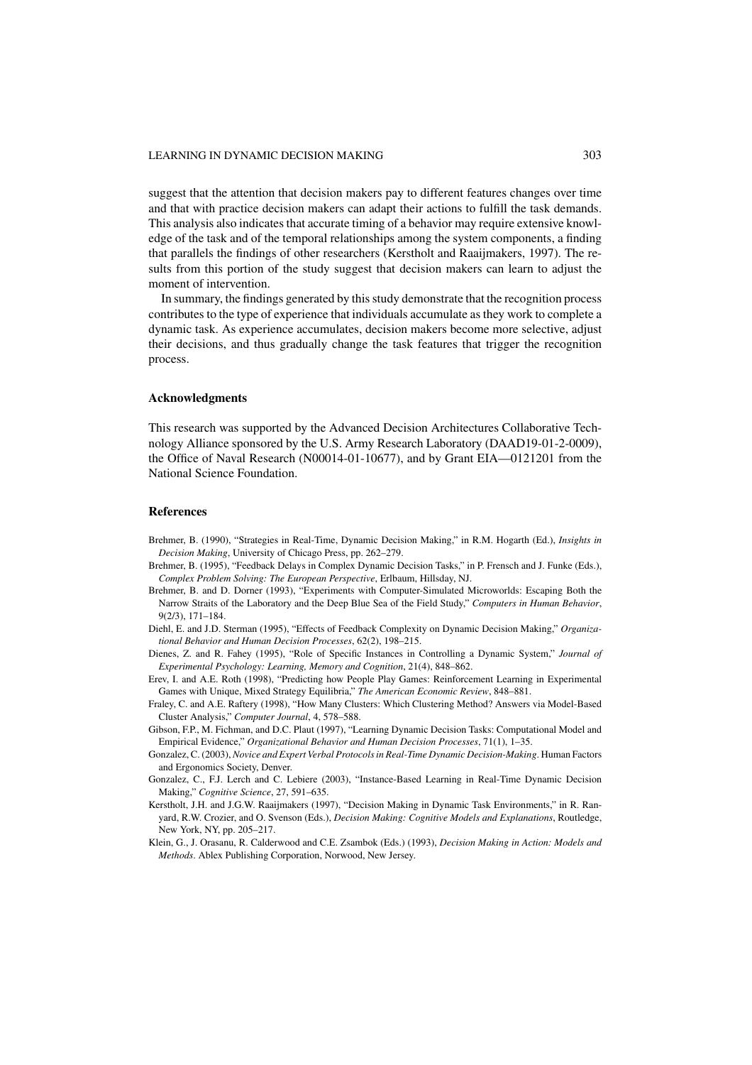suggest that the attention that decision makers pay to different features changes over time and that with practice decision makers can adapt their actions to fulfill the task demands. This analysis also indicates that accurate timing of a behavior may require extensive knowledge of the task and of the temporal relationships among the system components, a finding that parallels the findings of other researchers (Kerstholt and Raaijmakers, 1997). The results from this portion of the study suggest that decision makers can learn to adjust the moment of intervention.

In summary, the findings generated by this study demonstrate that the recognition process contributes to the type of experience that individuals accumulate as they work to complete a dynamic task. As experience accumulates, decision makers become more selective, adjust their decisions, and thus gradually change the task features that trigger the recognition process.

## Acknowledgments

This research was supported by the Advanced Decision Architectures Collaborative Technology Alliance sponsored by the U.S. Army Research Laboratory (DAAD19-01-2-0009), the Office of Naval Research (N00014-01-10677), and by Grant EIA—0121201 from the National Science Foundation.

## References

Brehmer, B. (1990), "Strategies in Real-Time, Dynamic Decision Making," in R.M. Hogarth (Ed.), *Insights in Decision Making*, University of Chicago Press, pp. 262–279.

Brehmer, B. (1995), "Feedback Delays in Complex Dynamic Decision Tasks," in P. Frensch and J. Funke (Eds.), *Complex Problem Solving: The European Perspective*, Erlbaum, Hillsday, NJ.

Brehmer, B. and D. Dorner (1993), "Experiments with Computer-Simulated Microworlds: Escaping Both the Narrow Straits of the Laboratory and the Deep Blue Sea of the Field Study," *Computers in Human Behavior*, 9(2/3), 171–184.

Diehl, E. and J.D. Sterman (1995), "Effects of Feedback Complexity on Dynamic Decision Making," *Organizational Behavior and Human Decision Processes*, 62(2), 198–215.

Dienes, Z. and R. Fahey (1995), "Role of Specific Instances in Controlling a Dynamic System," *Journal of Experimental Psychology: Learning, Memory and Cognition*, 21(4), 848–862.

Erev, I. and A.E. Roth (1998), "Predicting how People Play Games: Reinforcement Learning in Experimental Games with Unique, Mixed Strategy Equilibria," *The American Economic Review*, 848–881.

Fraley, C. and A.E. Raftery (1998), "How Many Clusters: Which Clustering Method? Answers via Model-Based Cluster Analysis," *Computer Journal*, 4, 578–588.

Gibson, F.P., M. Fichman, and D.C. Plaut (1997), "Learning Dynamic Decision Tasks: Computational Model and Empirical Evidence," *Organizational Behavior and Human Decision Processes*, 71(1), 1–35.

Gonzalez, C. (2003), *Novice and Expert Verbal Protocols in Real-Time Dynamic Decision-Making*. Human Factors and Ergonomics Society, Denver.

Gonzalez, C., F.J. Lerch and C. Lebiere (2003), "Instance-Based Learning in Real-Time Dynamic Decision Making," *Cognitive Science*, 27, 591–635.

Kerstholt, J.H. and J.G.W. Raaijmakers (1997), "Decision Making in Dynamic Task Environments," in R. Ranyard, R.W. Crozier, and O. Svenson (Eds.), *Decision Making: Cognitive Models and Explanations*, Routledge, New York, NY, pp. 205–217.

Klein, G., J. Orasanu, R. Calderwood and C.E. Zsambok (Eds.) (1993), *Decision Making in Action: Models and Methods*. Ablex Publishing Corporation, Norwood, New Jersey.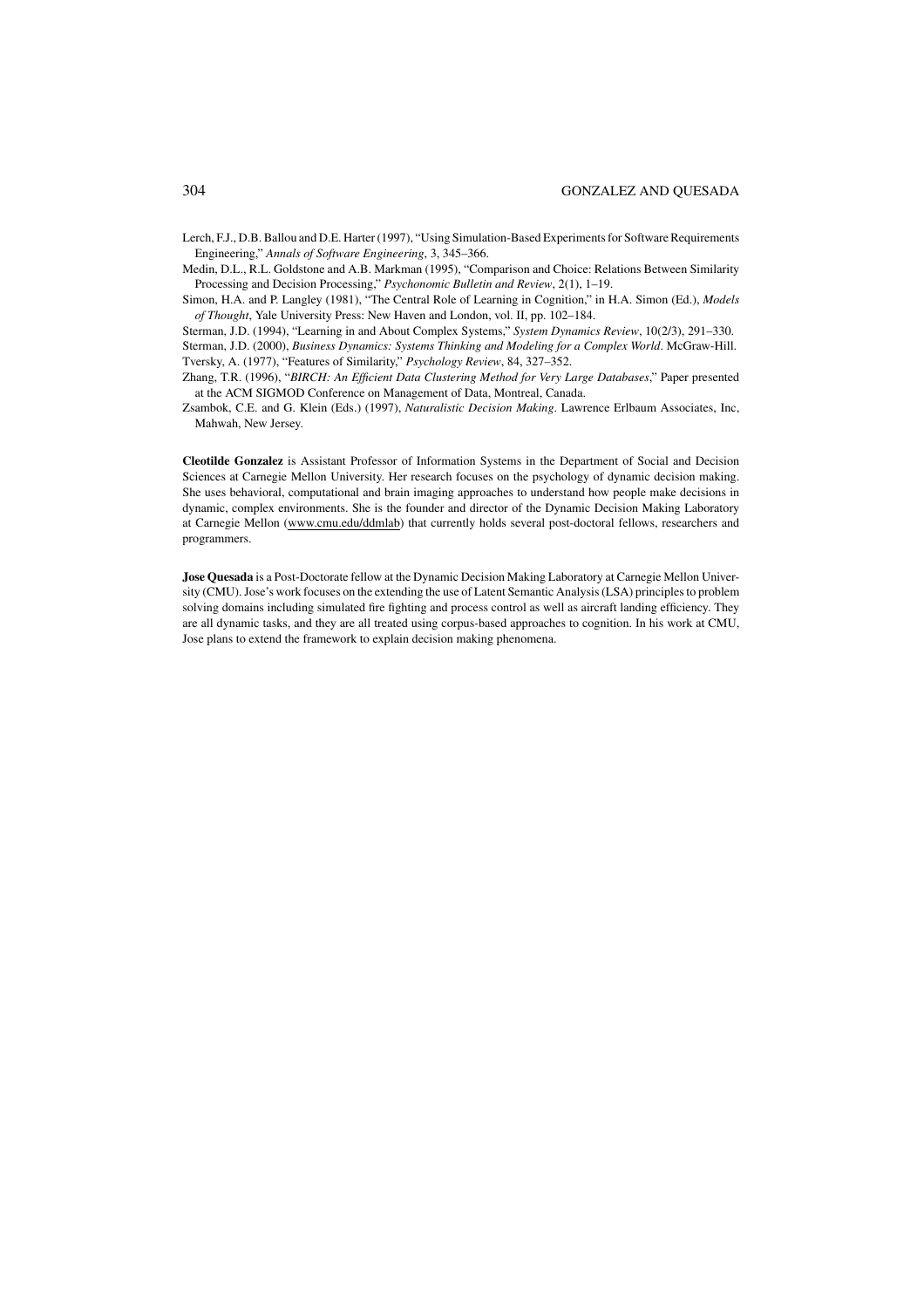Lerch, F.J., D.B. Ballou and D.E. Harter (1997), "Using Simulation-Based Experiments for Software Requirements Engineering," *Annals of Software Engineering*, 3, 345–366.

Medin, D.L., R.L. Goldstone and A.B. Markman (1995), "Comparison and Choice: Relations Between Similarity Processing and Decision Processing," *Psychonomic Bulletin and Review*, 2(1), 1–19.

Simon, H.A. and P. Langley (1981), "The Central Role of Learning in Cognition," in H.A. Simon (Ed.), *Models of Thought*, Yale University Press: New Haven and London, vol. II, pp. 102–184.

Sterman, J.D. (1994), "Learning in and About Complex Systems," *System Dynamics Review*, 10(2/3), 291–330.

Sterman, J.D. (2000), *Business Dynamics: Systems Thinking and Modeling for a Complex World*. McGraw-Hill.

Tversky, A. (1977), "Features of Similarity," *Psychology Review*, 84, 327–352.

Zhang, T.R. (1996), "*BIRCH: An Efficient Data Clustering Method for Very Large Databases*," Paper presented at the ACM SIGMOD Conference on Management of Data, Montreal, Canada.

Zsambok, C.E. and G. Klein (Eds.) (1997), *Naturalistic Decision Making*. Lawrence Erlbaum Associates, Inc, Mahwah, New Jersey.

**Cleotilde Gonzalez** is Assistant Professor of Information Systems in the Department of Social and Decision Sciences at Carnegie Mellon University. Her research focuses on the psychology of dynamic decision making. She uses behavioral, computational and brain imaging approaches to understand how people make decisions in dynamic, complex environments. She is the founder and director of the Dynamic Decision Making Laboratory at Carnegie Mellon (www.cmu.edu/ddmlab) that currently holds several post-doctoral fellows, researchers and programmers.

**Jose Quesada** is a Post-Doctorate fellow at the Dynamic Decision Making Laboratory at Carnegie Mellon University (CMU). Jose's work focuses on the extending the use of Latent Semantic Analysis (LSA) principles to problem solving domains including simulated fire fighting and process control as well as aircraft landing efficiency. They are all dynamic tasks, and they are all treated using corpus-based approaches to cognition. In his work at CMU, Jose plans to extend the framework to explain decision making phenomena.